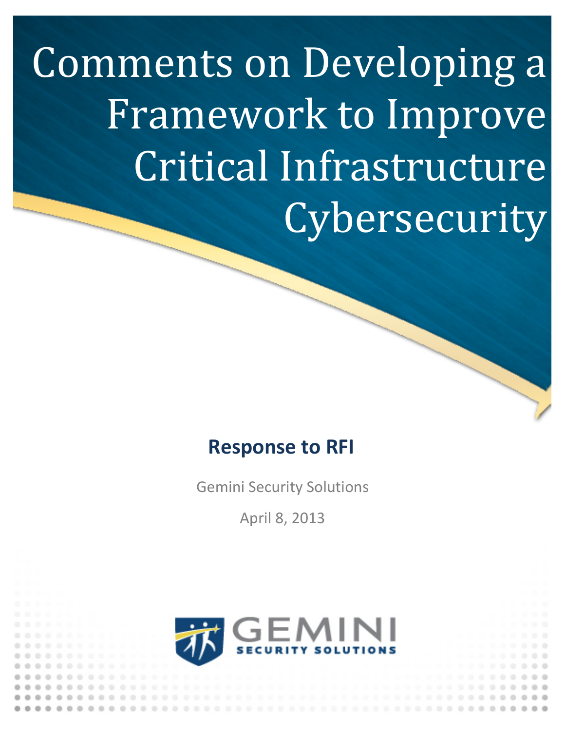# Comments on Developing a Framework to Improve Critical Infrastructure Cybersecurity

## Response to RFI

Gemini Security Solutions

April 8, 2013

GEMINI SECURITY SOLUTIONS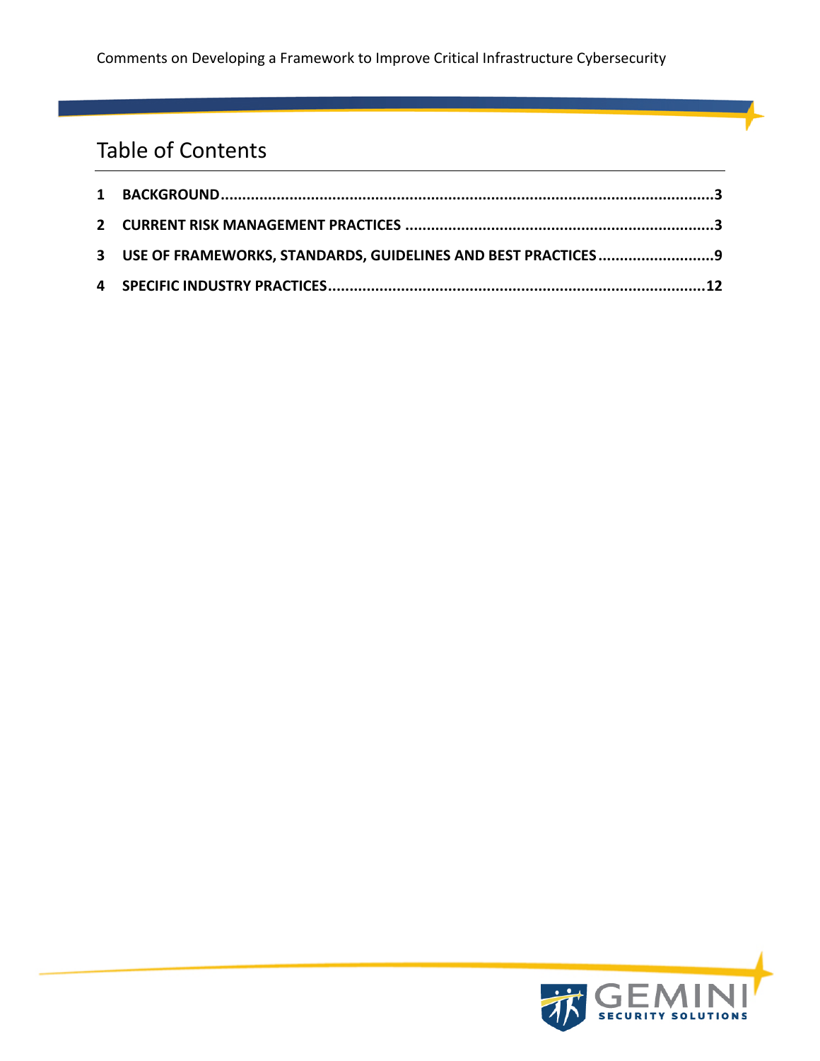# Table of Contents

1 BACKGROUND....................................................................................................................3

2 CURRENT RISK MANAGEMENT PRACTICES ........................................................................3

3 USE OF FRAMEWORKS, STANDARDS, GUIDELINES AND BEST PRACTICES ...........................9

4 SPECIFIC INDUSTRY PRACTICES.......................................................................................12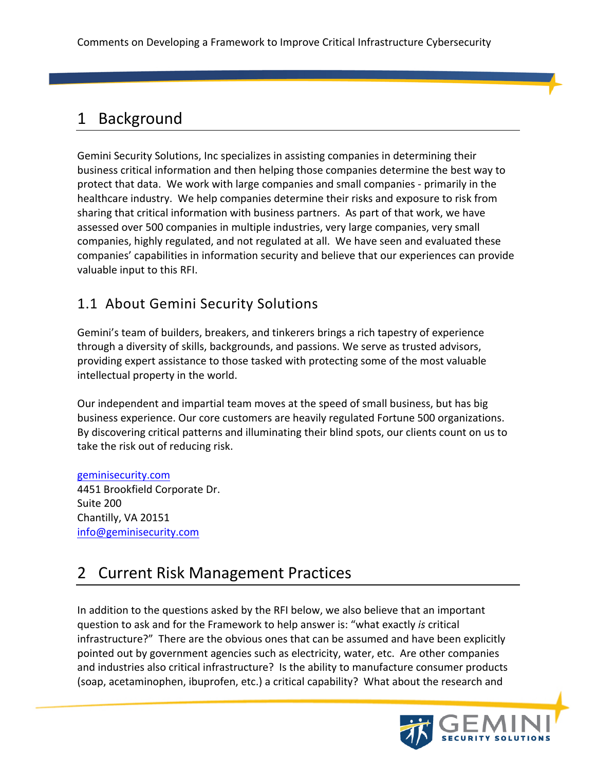# 1 Background

Gemini Security Solutions, Inc specializes in assisting companies in determining their business critical information and then helping those companies determine the best way to protect that data. We work with large companies and small companies - primarily in the healthcare industry. We help companies determine their risks and exposure to risk from sharing that critical information with business partners. As part of that work, we have assessed over 500 companies in multiple industries, very large companies, very small companies, highly regulated, and not regulated at all. We have seen and evaluated these companies' capabilities in information security and believe that our experiences can provide valuable input to this RFI.

## 1.1 About Gemini Security Solutions

Gemini's team of builders, breakers, and tinkerers brings a rich tapestry of experience through a diversity of skills, backgrounds, and passions. We serve as trusted advisors, providing expert assistance to those tasked with protecting some of the most valuable intellectual property in the world.

Our independent and impartial team moves at the speed of small business, but has big business experience. Our core customers are heavily regulated Fortune 500 organizations. By discovering critical patterns and illuminating their blind spots, our clients count on us to take the risk out of reducing risk.

geminisecurity.com
4451 Brookfield Corporate Dr.
Suite 200
Chantilly, VA 20151
info@geminisecurity.com

# 2 Current Risk Management Practices

In addition to the questions asked by the RFI below, we also believe that an important question to ask and for the Framework to help answer is: "what exactly *is* critical infrastructure?" There are the obvious ones that can be assumed and have been explicitly pointed out by government agencies such as electricity, water, etc. Are other companies and industries also critical infrastructure? Is the ability to manufacture consumer products (soap, acetaminophen, ibuprofen, etc.) a critical capability? What about the research and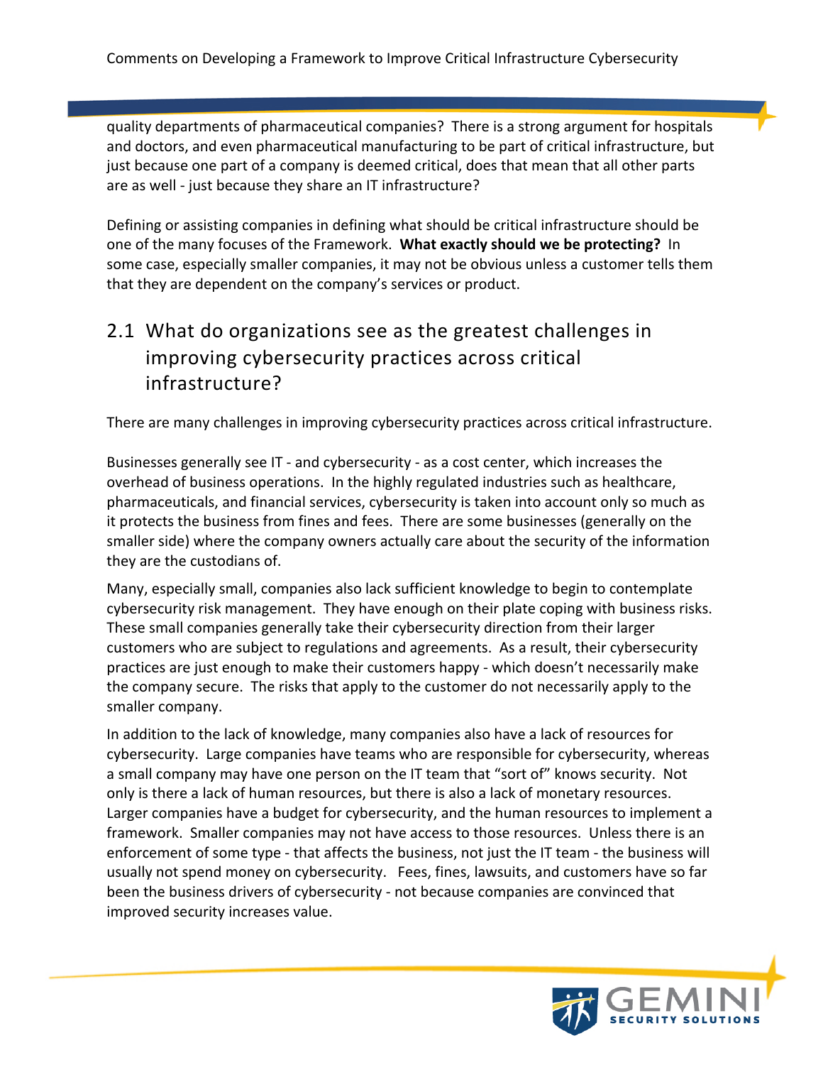quality departments of pharmaceutical companies? There is a strong argument for hospitals and doctors, and even pharmaceutical manufacturing to be part of critical infrastructure, but just because one part of a company is deemed critical, does that mean that all other parts are as well - just because they share an IT infrastructure?

Defining or assisting companies in defining what should be critical infrastructure should be one of the many focuses of the Framework. **What exactly should we be protecting?** In some case, especially smaller companies, it may not be obvious unless a customer tells them that they are dependent on the company's services or product.

## 2.1 What do organizations see as the greatest challenges in improving cybersecurity practices across critical infrastructure?

There are many challenges in improving cybersecurity practices across critical infrastructure.

Businesses generally see IT - and cybersecurity - as a cost center, which increases the overhead of business operations. In the highly regulated industries such as healthcare, pharmaceuticals, and financial services, cybersecurity is taken into account only so much as it protects the business from fines and fees. There are some businesses (generally on the smaller side) where the company owners actually care about the security of the information they are the custodians of.

Many, especially small, companies also lack sufficient knowledge to begin to contemplate cybersecurity risk management. They have enough on their plate coping with business risks. These small companies generally take their cybersecurity direction from their larger customers who are subject to regulations and agreements. As a result, their cybersecurity practices are just enough to make their customers happy - which doesn't necessarily make the company secure. The risks that apply to the customer do not necessarily apply to the smaller company.

In addition to the lack of knowledge, many companies also have a lack of resources for cybersecurity. Large companies have teams who are responsible for cybersecurity, whereas a small company may have one person on the IT team that "sort of" knows security. Not only is there a lack of human resources, but there is also a lack of monetary resources. Larger companies have a budget for cybersecurity, and the human resources to implement a framework. Smaller companies may not have access to those resources. Unless there is an enforcement of some type - that affects the business, not just the IT team - the business will usually not spend money on cybersecurity. Fees, fines, lawsuits, and customers have so far been the business drivers of cybersecurity - not because companies are convinced that improved security increases value.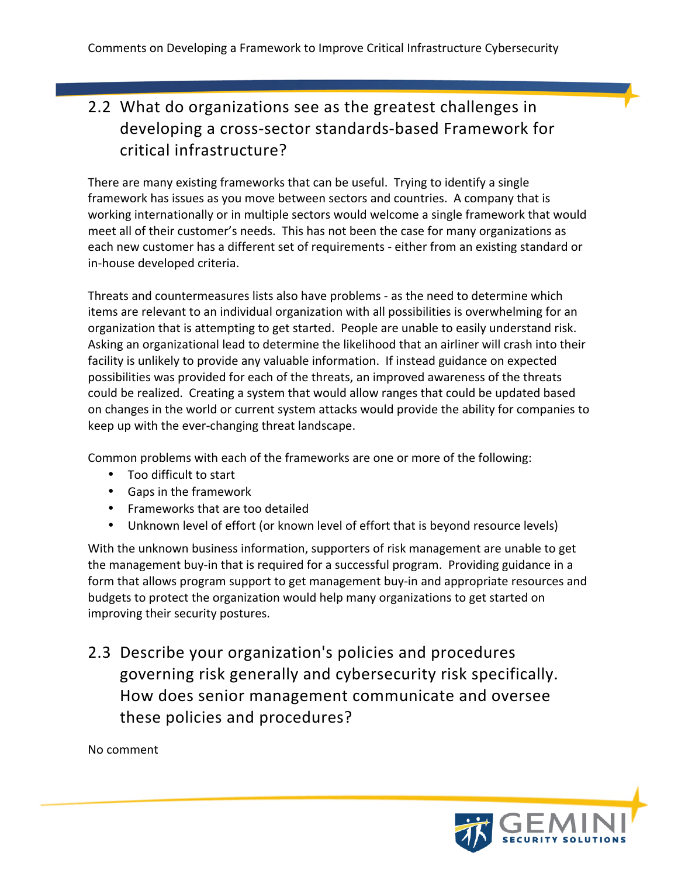## 2.2 What do organizations see as the greatest challenges in developing a cross-sector standards-based Framework for critical infrastructure?

There are many existing frameworks that can be useful. Trying to identify a single framework has issues as you move between sectors and countries. A company that is working internationally or in multiple sectors would welcome a single framework that would meet all of their customer's needs. This has not been the case for many organizations as each new customer has a different set of requirements - either from an existing standard or in-house developed criteria.

Threats and countermeasures lists also have problems - as the need to determine which items are relevant to an individual organization with all possibilities is overwhelming for an organization that is attempting to get started. People are unable to easily understand risk. Asking an organizational lead to determine the likelihood that an airliner will crash into their facility is unlikely to provide any valuable information. If instead guidance on expected possibilities was provided for each of the threats, an improved awareness of the threats could be realized. Creating a system that would allow ranges that could be updated based on changes in the world or current system attacks would provide the ability for companies to keep up with the ever-changing threat landscape.

Common problems with each of the frameworks are one or more of the following:

- Too difficult to start
- Gaps in the framework
- Frameworks that are too detailed
- Unknown level of effort (or known level of effort that is beyond resource levels)

With the unknown business information, supporters of risk management are unable to get the management buy-in that is required for a successful program. Providing guidance in a form that allows program support to get management buy-in and appropriate resources and budgets to protect the organization would help many organizations to get started on improving their security postures.

## 2.3 Describe your organization's policies and procedures governing risk generally and cybersecurity risk specifically. How does senior management communicate and oversee these policies and procedures?

No comment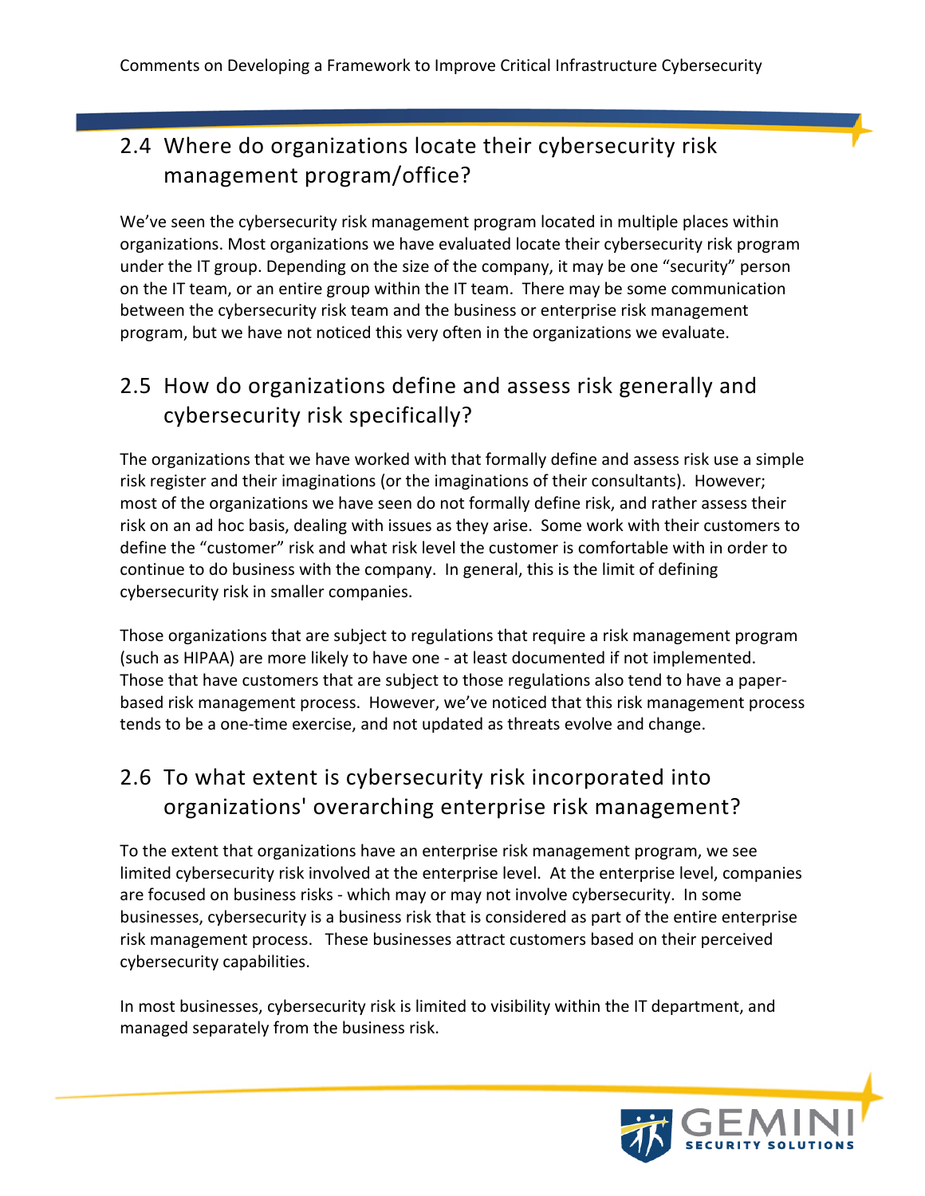## 2.4 Where do organizations locate their cybersecurity risk management program/office?

We've seen the cybersecurity risk management program located in multiple places within organizations. Most organizations we have evaluated locate their cybersecurity risk program under the IT group. Depending on the size of the company, it may be one "security" person on the IT team, or an entire group within the IT team. There may be some communication between the cybersecurity risk team and the business or enterprise risk management program, but we have not noticed this very often in the organizations we evaluate.

## 2.5 How do organizations define and assess risk generally and cybersecurity risk specifically?

The organizations that we have worked with that formally define and assess risk use a simple risk register and their imaginations (or the imaginations of their consultants). However; most of the organizations we have seen do not formally define risk, and rather assess their risk on an ad hoc basis, dealing with issues as they arise. Some work with their customers to define the "customer" risk and what risk level the customer is comfortable with in order to continue to do business with the company. In general, this is the limit of defining cybersecurity risk in smaller companies.

Those organizations that are subject to regulations that require a risk management program (such as HIPAA) are more likely to have one - at least documented if not implemented. Those that have customers that are subject to those regulations also tend to have a paper-based risk management process. However, we've noticed that this risk management process tends to be a one-time exercise, and not updated as threats evolve and change.

## 2.6 To what extent is cybersecurity risk incorporated into organizations' overarching enterprise risk management?

To the extent that organizations have an enterprise risk management program, we see limited cybersecurity risk involved at the enterprise level. At the enterprise level, companies are focused on business risks - which may or may not involve cybersecurity. In some businesses, cybersecurity is a business risk that is considered as part of the entire enterprise risk management process. These businesses attract customers based on their perceived cybersecurity capabilities.

In most businesses, cybersecurity risk is limited to visibility within the IT department, and managed separately from the business risk.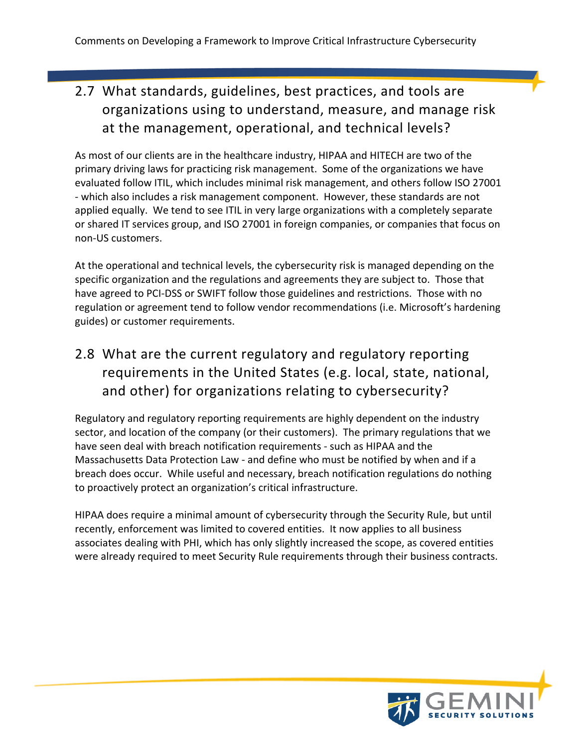## 2.7 What standards, guidelines, best practices, and tools are organizations using to understand, measure, and manage risk at the management, operational, and technical levels?

As most of our clients are in the healthcare industry, HIPAA and HITECH are two of the primary driving laws for practicing risk management. Some of the organizations we have evaluated follow ITIL, which includes minimal risk management, and others follow ISO 27001 - which also includes a risk management component. However, these standards are not applied equally. We tend to see ITIL in very large organizations with a completely separate or shared IT services group, and ISO 27001 in foreign companies, or companies that focus on non-US customers.

At the operational and technical levels, the cybersecurity risk is managed depending on the specific organization and the regulations and agreements they are subject to. Those that have agreed to PCI-DSS or SWIFT follow those guidelines and restrictions. Those with no regulation or agreement tend to follow vendor recommendations (i.e. Microsoft's hardening guides) or customer requirements.

## 2.8 What are the current regulatory and regulatory reporting requirements in the United States (e.g. local, state, national, and other) for organizations relating to cybersecurity?

Regulatory and regulatory reporting requirements are highly dependent on the industry sector, and location of the company (or their customers). The primary regulations that we have seen deal with breach notification requirements - such as HIPAA and the Massachusetts Data Protection Law - and define who must be notified by when and if a breach does occur. While useful and necessary, breach notification regulations do nothing to proactively protect an organization's critical infrastructure.

HIPAA does require a minimal amount of cybersecurity through the Security Rule, but until recently, enforcement was limited to covered entities. It now applies to all business associates dealing with PHI, which has only slightly increased the scope, as covered entities were already required to meet Security Rule requirements through their business contracts.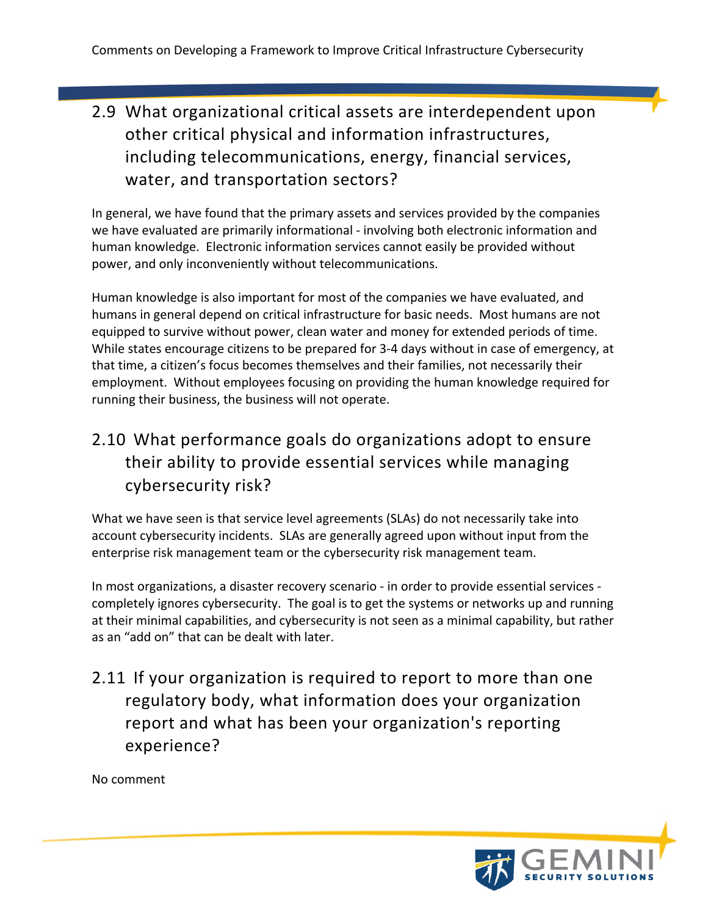## 2.9 What organizational critical assets are interdependent upon other critical physical and information infrastructures, including telecommunications, energy, financial services, water, and transportation sectors?

In general, we have found that the primary assets and services provided by the companies we have evaluated are primarily informational - involving both electronic information and human knowledge. Electronic information services cannot easily be provided without power, and only inconveniently without telecommunications.

Human knowledge is also important for most of the companies we have evaluated, and humans in general depend on critical infrastructure for basic needs. Most humans are not equipped to survive without power, clean water and money for extended periods of time. While states encourage citizens to be prepared for 3-4 days without in case of emergency, at that time, a citizen's focus becomes themselves and their families, not necessarily their employment. Without employees focusing on providing the human knowledge required for running their business, the business will not operate.

## 2.10 What performance goals do organizations adopt to ensure their ability to provide essential services while managing cybersecurity risk?

What we have seen is that service level agreements (SLAs) do not necessarily take into account cybersecurity incidents. SLAs are generally agreed upon without input from the enterprise risk management team or the cybersecurity risk management team.

In most organizations, a disaster recovery scenario - in order to provide essential services - completely ignores cybersecurity. The goal is to get the systems or networks up and running at their minimal capabilities, and cybersecurity is not seen as a minimal capability, but rather as an "add on" that can be dealt with later.

## 2.11 If your organization is required to report to more than one regulatory body, what information does your organization report and what has been your organization's reporting experience?

No comment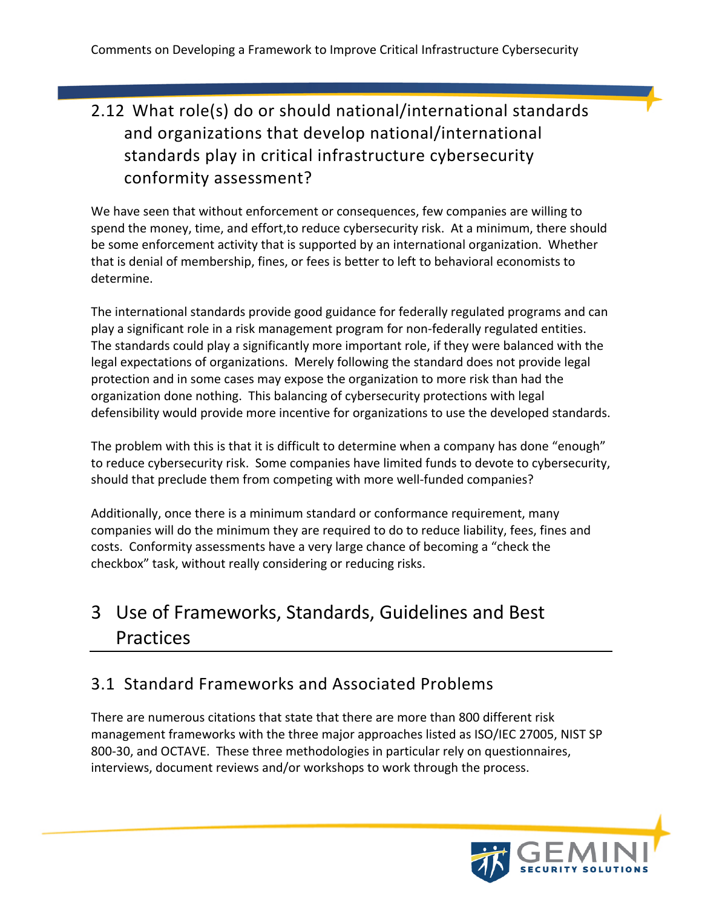## 2.12 What role(s) do or should national/international standards and organizations that develop national/international standards play in critical infrastructure cybersecurity conformity assessment?

We have seen that without enforcement or consequences, few companies are willing to spend the money, time, and effort,to reduce cybersecurity risk. At a minimum, there should be some enforcement activity that is supported by an international organization. Whether that is denial of membership, fines, or fees is better to left to behavioral economists to determine.

The international standards provide good guidance for federally regulated programs and can play a significant role in a risk management program for non-federally regulated entities. The standards could play a significantly more important role, if they were balanced with the legal expectations of organizations. Merely following the standard does not provide legal protection and in some cases may expose the organization to more risk than had the organization done nothing. This balancing of cybersecurity protections with legal defensibility would provide more incentive for organizations to use the developed standards.

The problem with this is that it is difficult to determine when a company has done “enough” to reduce cybersecurity risk. Some companies have limited funds to devote to cybersecurity, should that preclude them from competing with more well-funded companies?

Additionally, once there is a minimum standard or conformance requirement, many companies will do the minimum they are required to do to reduce liability, fees, fines and costs. Conformity assessments have a very large chance of becoming a “check the checkbox” task, without really considering or reducing risks.

# 3 Use of Frameworks, Standards, Guidelines and Best Practices

## 3.1 Standard Frameworks and Associated Problems

There are numerous citations that state that there are more than 800 different risk management frameworks with the three major approaches listed as ISO/IEC 27005, NIST SP 800-30, and OCTAVE. These three methodologies in particular rely on questionnaires, interviews, document reviews and/or workshops to work through the process.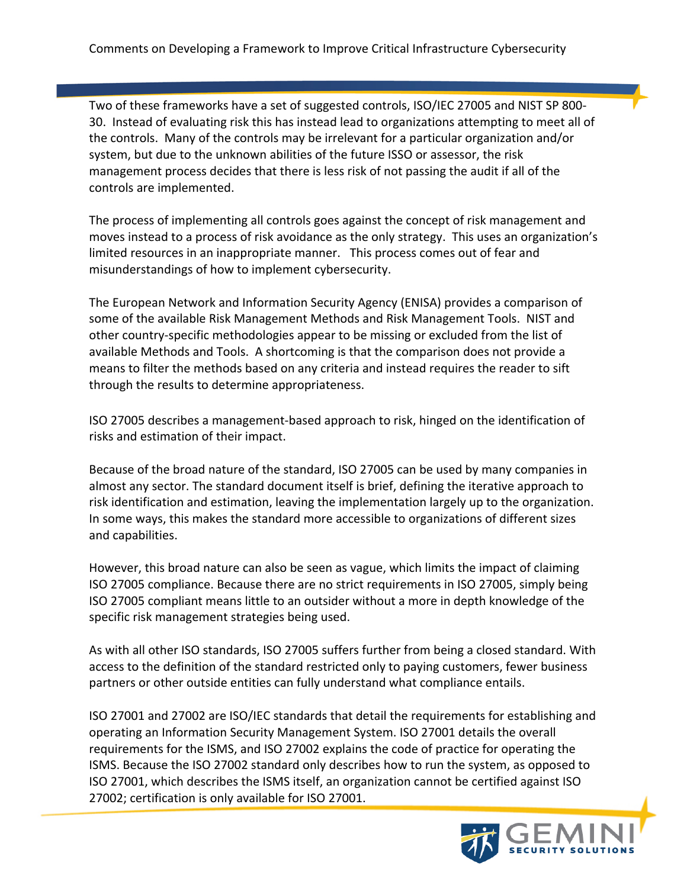Two of these frameworks have a set of suggested controls, ISO/IEC 27005 and NIST SP 800-30. Instead of evaluating risk this has instead lead to organizations attempting to meet all of the controls. Many of the controls may be irrelevant for a particular organization and/or system, but due to the unknown abilities of the future ISSO or assessor, the risk management process decides that there is less risk of not passing the audit if all of the controls are implemented.

The process of implementing all controls goes against the concept of risk management and moves instead to a process of risk avoidance as the only strategy. This uses an organization's limited resources in an inappropriate manner. This process comes out of fear and misunderstandings of how to implement cybersecurity.

The European Network and Information Security Agency (ENISA) provides a comparison of some of the available Risk Management Methods and Risk Management Tools. NIST and other country-specific methodologies appear to be missing or excluded from the list of available Methods and Tools. A shortcoming is that the comparison does not provide a means to filter the methods based on any criteria and instead requires the reader to sift through the results to determine appropriateness.

ISO 27005 describes a management-based approach to risk, hinged on the identification of risks and estimation of their impact.

Because of the broad nature of the standard, ISO 27005 can be used by many companies in almost any sector. The standard document itself is brief, defining the iterative approach to risk identification and estimation, leaving the implementation largely up to the organization. In some ways, this makes the standard more accessible to organizations of different sizes and capabilities.

However, this broad nature can also be seen as vague, which limits the impact of claiming ISO 27005 compliance. Because there are no strict requirements in ISO 27005, simply being ISO 27005 compliant means little to an outsider without a more in depth knowledge of the specific risk management strategies being used.

As with all other ISO standards, ISO 27005 suffers further from being a closed standard. With access to the definition of the standard restricted only to paying customers, fewer business partners or other outside entities can fully understand what compliance entails.

ISO 27001 and 27002 are ISO/IEC standards that detail the requirements for establishing and operating an Information Security Management System. ISO 27001 details the overall requirements for the ISMS, and ISO 27002 explains the code of practice for operating the ISMS. Because the ISO 27002 standard only describes how to run the system, as opposed to ISO 27001, which describes the ISMS itself, an organization cannot be certified against ISO 27002; certification is only available for ISO 27001.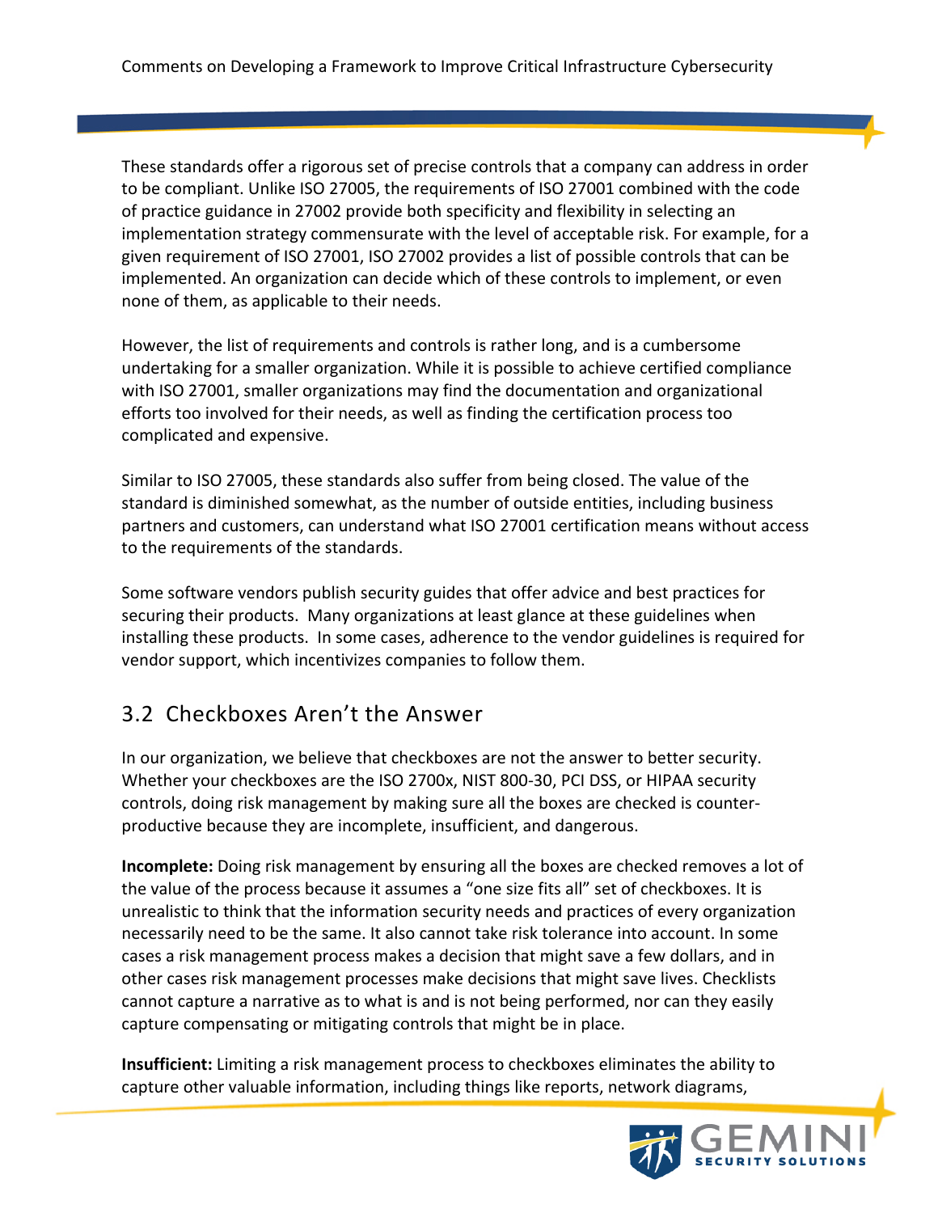These standards offer a rigorous set of precise controls that a company can address in order to be compliant. Unlike ISO 27005, the requirements of ISO 27001 combined with the code of practice guidance in 27002 provide both specificity and flexibility in selecting an implementation strategy commensurate with the level of acceptable risk. For example, for a given requirement of ISO 27001, ISO 27002 provides a list of possible controls that can be implemented. An organization can decide which of these controls to implement, or even none of them, as applicable to their needs.

However, the list of requirements and controls is rather long, and is a cumbersome undertaking for a smaller organization. While it is possible to achieve certified compliance with ISO 27001, smaller organizations may find the documentation and organizational efforts too involved for their needs, as well as finding the certification process too complicated and expensive.

Similar to ISO 27005, these standards also suffer from being closed. The value of the standard is diminished somewhat, as the number of outside entities, including business partners and customers, can understand what ISO 27001 certification means without access to the requirements of the standards.

Some software vendors publish security guides that offer advice and best practices for securing their products. Many organizations at least glance at these guidelines when installing these products. In some cases, adherence to the vendor guidelines is required for vendor support, which incentivizes companies to follow them.

## 3.2 Checkboxes Aren't the Answer

In our organization, we believe that checkboxes are not the answer to better security. Whether your checkboxes are the ISO 2700x, NIST 800-30, PCI DSS, or HIPAA security controls, doing risk management by making sure all the boxes are checked is counter-productive because they are incomplete, insufficient, and dangerous.

**Incomplete:** Doing risk management by ensuring all the boxes are checked removes a lot of the value of the process because it assumes a "one size fits all" set of checkboxes. It is unrealistic to think that the information security needs and practices of every organization necessarily need to be the same. It also cannot take risk tolerance into account. In some cases a risk management process makes a decision that might save a few dollars, and in other cases risk management processes make decisions that might save lives. Checklists cannot capture a narrative as to what is and is not being performed, nor can they easily capture compensating or mitigating controls that might be in place.

**Insufficient:** Limiting a risk management process to checkboxes eliminates the ability to capture other valuable information, including things like reports, network diagrams,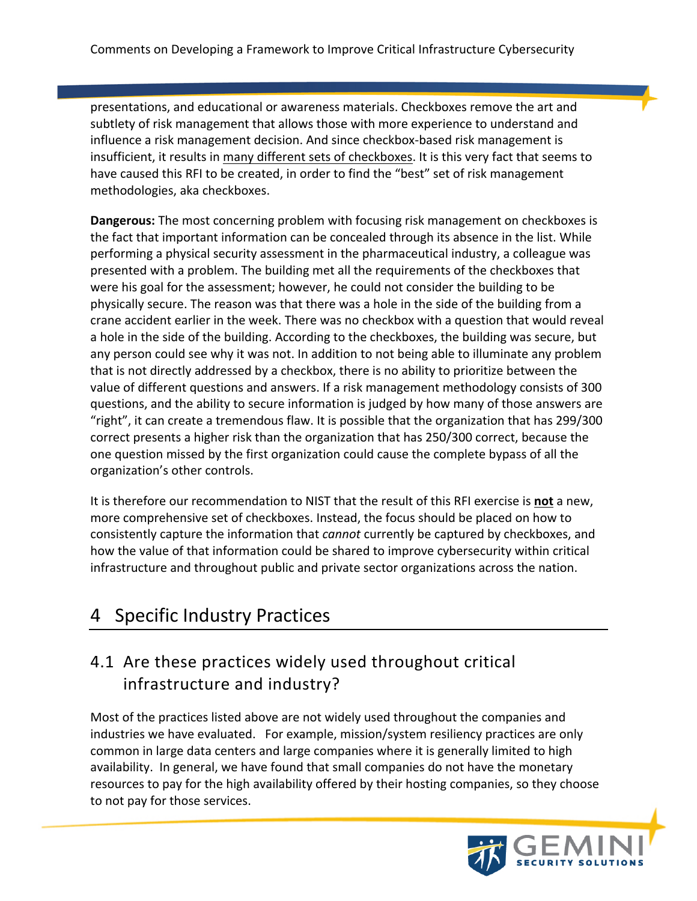presentations, and educational or awareness materials. Checkboxes remove the art and subtlety of risk management that allows those with more experience to understand and influence a risk management decision. And since checkbox-based risk management is insufficient, it results in <u>many different sets of checkboxes</u>. It is this very fact that seems to have caused this RFI to be created, in order to find the "best" set of risk management methodologies, aka checkboxes.

**Dangerous:** The most concerning problem with focusing risk management on checkboxes is the fact that important information can be concealed through its absence in the list. While performing a physical security assessment in the pharmaceutical industry, a colleague was presented with a problem. The building met all the requirements of the checkboxes that were his goal for the assessment; however, he could not consider the building to be physically secure. The reason was that there was a hole in the side of the building from a crane accident earlier in the week. There was no checkbox with a question that would reveal a hole in the side of the building. According to the checkboxes, the building was secure, but any person could see why it was not. In addition to not being able to illuminate any problem that is not directly addressed by a checkbox, there is no ability to prioritize between the value of different questions and answers. If a risk management methodology consists of 300 questions, and the ability to secure information is judged by how many of those answers are "right", it can create a tremendous flaw. It is possible that the organization that has 299/300 correct presents a higher risk than the organization that has 250/300 correct, because the one question missed by the first organization could cause the complete bypass of all the organization's other controls.

It is therefore our recommendation to NIST that the result of this RFI exercise is <u>**not**</u> a new, more comprehensive set of checkboxes. Instead, the focus should be placed on how to consistently capture the information that *cannot* currently be captured by checkboxes, and how the value of that information could be shared to improve cybersecurity within critical infrastructure and throughout public and private sector organizations across the nation.

# 4 Specific Industry Practices

## 4.1 Are these practices widely used throughout critical infrastructure and industry?

Most of the practices listed above are not widely used throughout the companies and industries we have evaluated. For example, mission/system resiliency practices are only common in large data centers and large companies where it is generally limited to high availability. In general, we have found that small companies do not have the monetary resources to pay for the high availability offered by their hosting companies, so they choose to not pay for those services.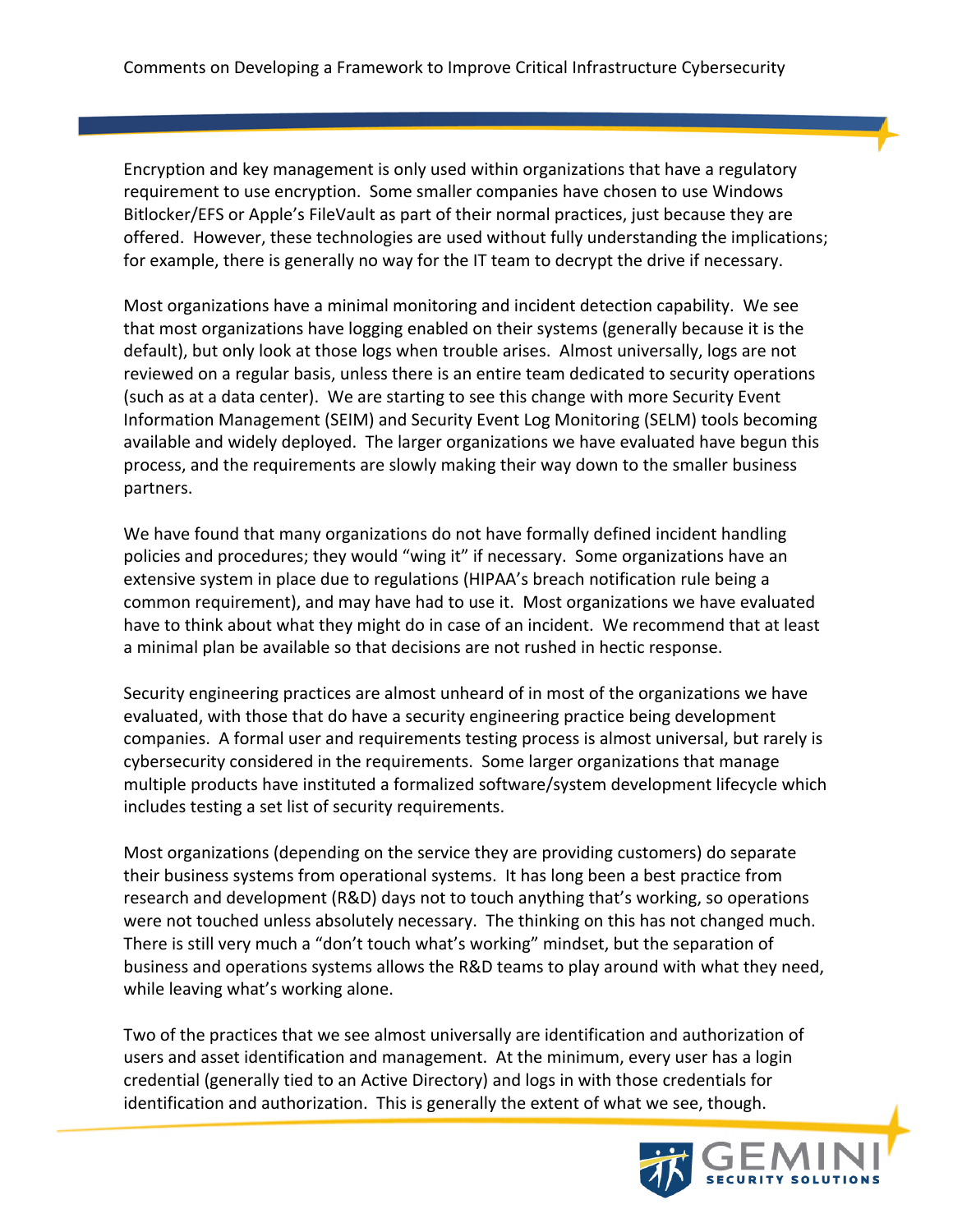Encryption and key management is only used within organizations that have a regulatory requirement to use encryption. Some smaller companies have chosen to use Windows Bitlocker/EFS or Apple's FileVault as part of their normal practices, just because they are offered. However, these technologies are used without fully understanding the implications; for example, there is generally no way for the IT team to decrypt the drive if necessary.

Most organizations have a minimal monitoring and incident detection capability. We see that most organizations have logging enabled on their systems (generally because it is the default), but only look at those logs when trouble arises. Almost universally, logs are not reviewed on a regular basis, unless there is an entire team dedicated to security operations (such as at a data center). We are starting to see this change with more Security Event Information Management (SEIM) and Security Event Log Monitoring (SELM) tools becoming available and widely deployed. The larger organizations we have evaluated have begun this process, and the requirements are slowly making their way down to the smaller business partners.

We have found that many organizations do not have formally defined incident handling policies and procedures; they would "wing it" if necessary. Some organizations have an extensive system in place due to regulations (HIPAA's breach notification rule being a common requirement), and may have had to use it. Most organizations we have evaluated have to think about what they might do in case of an incident. We recommend that at least a minimal plan be available so that decisions are not rushed in hectic response.

Security engineering practices are almost unheard of in most of the organizations we have evaluated, with those that do have a security engineering practice being development companies. A formal user and requirements testing process is almost universal, but rarely is cybersecurity considered in the requirements. Some larger organizations that manage multiple products have instituted a formalized software/system development lifecycle which includes testing a set list of security requirements.

Most organizations (depending on the service they are providing customers) do separate their business systems from operational systems. It has long been a best practice from research and development (R&D) days not to touch anything that's working, so operations were not touched unless absolutely necessary. The thinking on this has not changed much. There is still very much a "don't touch what's working" mindset, but the separation of business and operations systems allows the R&D teams to play around with what they need, while leaving what's working alone.

Two of the practices that we see almost universally are identification and authorization of users and asset identification and management. At the minimum, every user has a login credential (generally tied to an Active Directory) and logs in with those credentials for identification and authorization. This is generally the extent of what we see, though.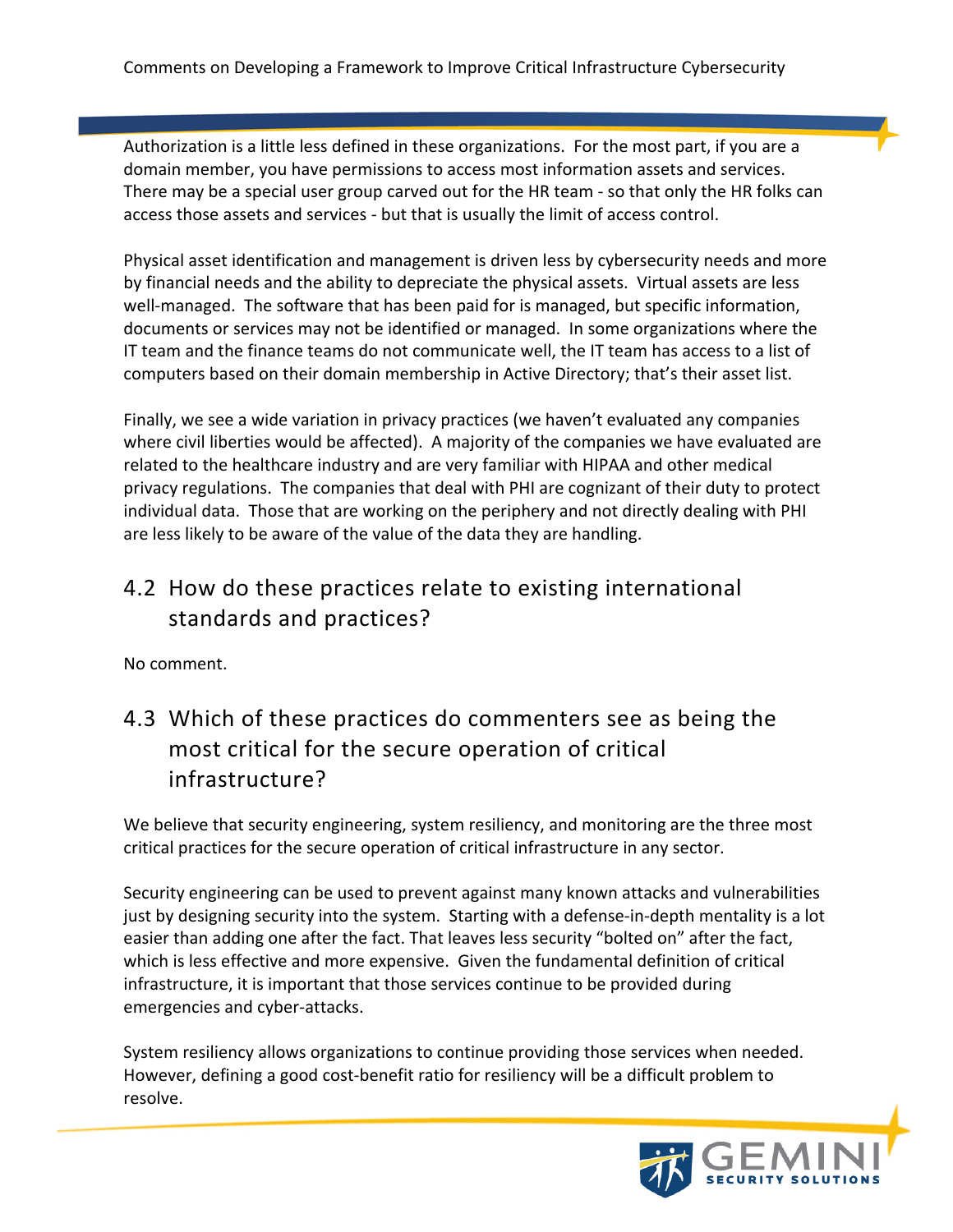Authorization is a little less defined in these organizations. For the most part, if you are a domain member, you have permissions to access most information assets and services. There may be a special user group carved out for the HR team - so that only the HR folks can access those assets and services - but that is usually the limit of access control.

Physical asset identification and management is driven less by cybersecurity needs and more by financial needs and the ability to depreciate the physical assets. Virtual assets are less well-managed. The software that has been paid for is managed, but specific information, documents or services may not be identified or managed. In some organizations where the IT team and the finance teams do not communicate well, the IT team has access to a list of computers based on their domain membership in Active Directory; that's their asset list.

Finally, we see a wide variation in privacy practices (we haven't evaluated any companies where civil liberties would be affected). A majority of the companies we have evaluated are related to the healthcare industry and are very familiar with HIPAA and other medical privacy regulations. The companies that deal with PHI are cognizant of their duty to protect individual data. Those that are working on the periphery and not directly dealing with PHI are less likely to be aware of the value of the data they are handling.

## 4.2 How do these practices relate to existing international standards and practices?

No comment.

## 4.3 Which of these practices do commenters see as being the most critical for the secure operation of critical infrastructure?

We believe that security engineering, system resiliency, and monitoring are the three most critical practices for the secure operation of critical infrastructure in any sector.

Security engineering can be used to prevent against many known attacks and vulnerabilities just by designing security into the system. Starting with a defense-in-depth mentality is a lot easier than adding one after the fact. That leaves less security "bolted on" after the fact, which is less effective and more expensive. Given the fundamental definition of critical infrastructure, it is important that those services continue to be provided during emergencies and cyber-attacks.

System resiliency allows organizations to continue providing those services when needed. However, defining a good cost-benefit ratio for resiliency will be a difficult problem to resolve.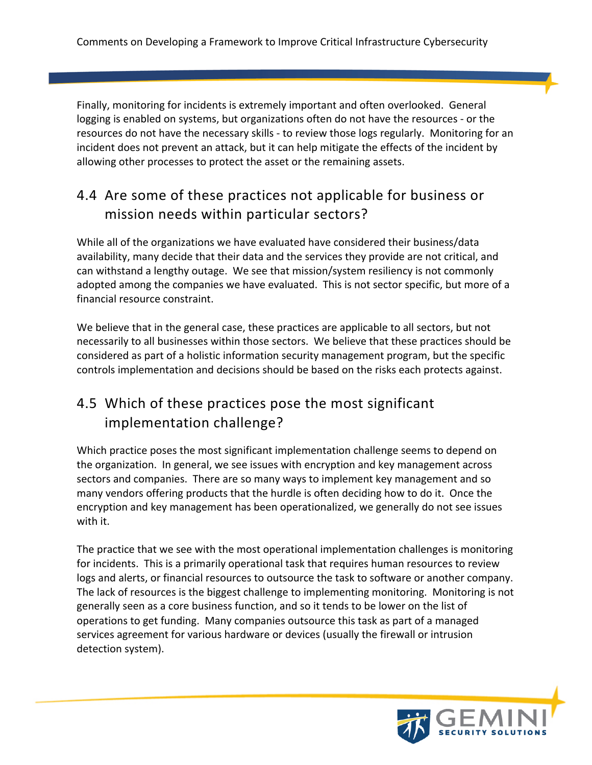Finally, monitoring for incidents is extremely important and often overlooked. General logging is enabled on systems, but organizations often do not have the resources - or the resources do not have the necessary skills - to review those logs regularly. Monitoring for an incident does not prevent an attack, but it can help mitigate the effects of the incident by allowing other processes to protect the asset or the remaining assets.

## 4.4 Are some of these practices not applicable for business or mission needs within particular sectors?

While all of the organizations we have evaluated have considered their business/data availability, many decide that their data and the services they provide are not critical, and can withstand a lengthy outage. We see that mission/system resiliency is not commonly adopted among the companies we have evaluated. This is not sector specific, but more of a financial resource constraint.

We believe that in the general case, these practices are applicable to all sectors, but not necessarily to all businesses within those sectors. We believe that these practices should be considered as part of a holistic information security management program, but the specific controls implementation and decisions should be based on the risks each protects against.

## 4.5 Which of these practices pose the most significant implementation challenge?

Which practice poses the most significant implementation challenge seems to depend on the organization. In general, we see issues with encryption and key management across sectors and companies. There are so many ways to implement key management and so many vendors offering products that the hurdle is often deciding how to do it. Once the encryption and key management has been operationalized, we generally do not see issues with it.

The practice that we see with the most operational implementation challenges is monitoring for incidents. This is a primarily operational task that requires human resources to review logs and alerts, or financial resources to outsource the task to software or another company. The lack of resources is the biggest challenge to implementing monitoring. Monitoring is not generally seen as a core business function, and so it tends to be lower on the list of operations to get funding. Many companies outsource this task as part of a managed services agreement for various hardware or devices (usually the firewall or intrusion detection system).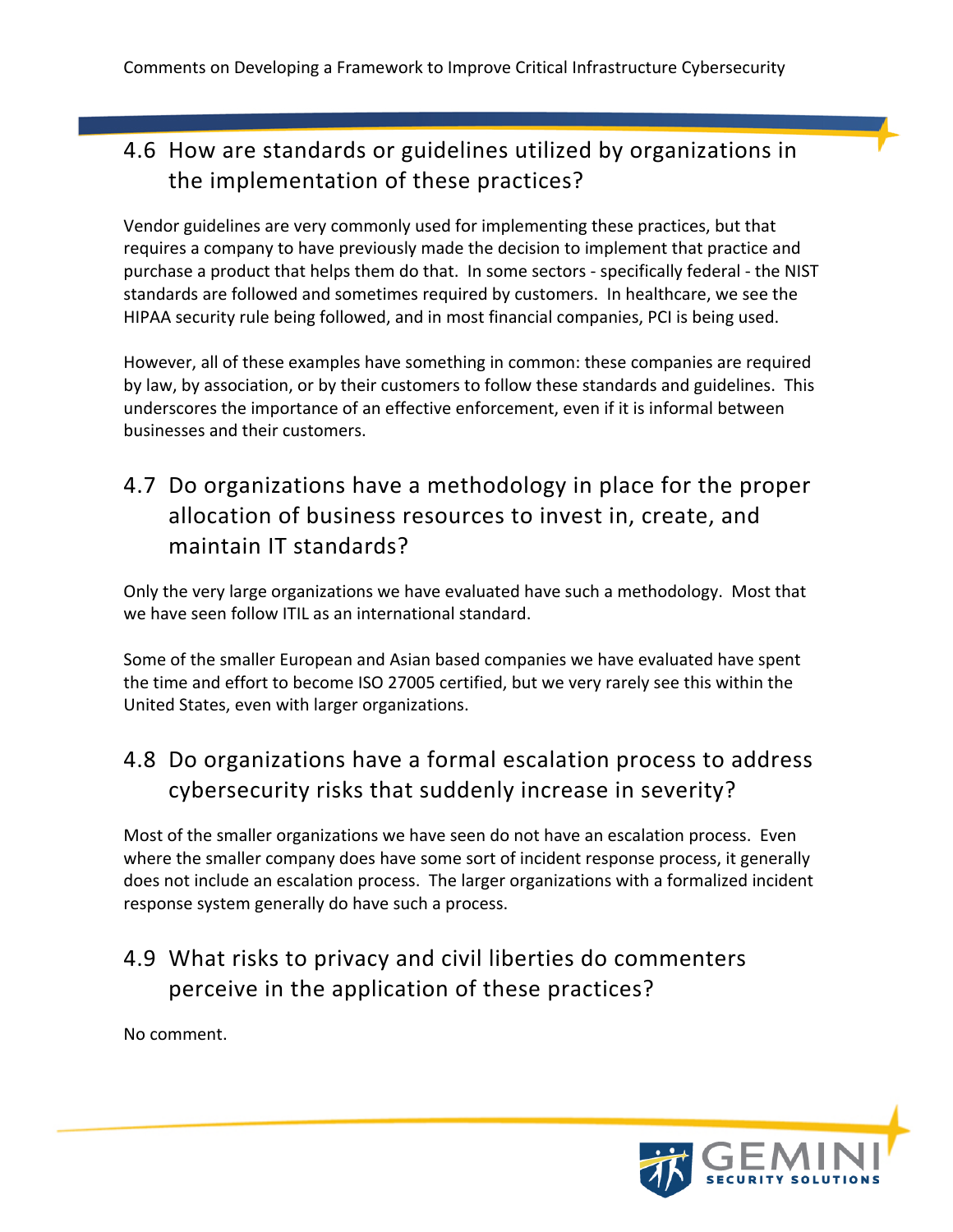## 4.6 How are standards or guidelines utilized by organizations in the implementation of these practices?

Vendor guidelines are very commonly used for implementing these practices, but that requires a company to have previously made the decision to implement that practice and purchase a product that helps them do that. In some sectors - specifically federal - the NIST standards are followed and sometimes required by customers. In healthcare, we see the HIPAA security rule being followed, and in most financial companies, PCI is being used.

However, all of these examples have something in common: these companies are required by law, by association, or by their customers to follow these standards and guidelines. This underscores the importance of an effective enforcement, even if it is informal between businesses and their customers.

## 4.7 Do organizations have a methodology in place for the proper allocation of business resources to invest in, create, and maintain IT standards?

Only the very large organizations we have evaluated have such a methodology. Most that we have seen follow ITIL as an international standard.

Some of the smaller European and Asian based companies we have evaluated have spent the time and effort to become ISO 27005 certified, but we very rarely see this within the United States, even with larger organizations.

## 4.8 Do organizations have a formal escalation process to address cybersecurity risks that suddenly increase in severity?

Most of the smaller organizations we have seen do not have an escalation process. Even where the smaller company does have some sort of incident response process, it generally does not include an escalation process. The larger organizations with a formalized incident response system generally do have such a process.

## 4.9 What risks to privacy and civil liberties do commenters perceive in the application of these practices?

No comment.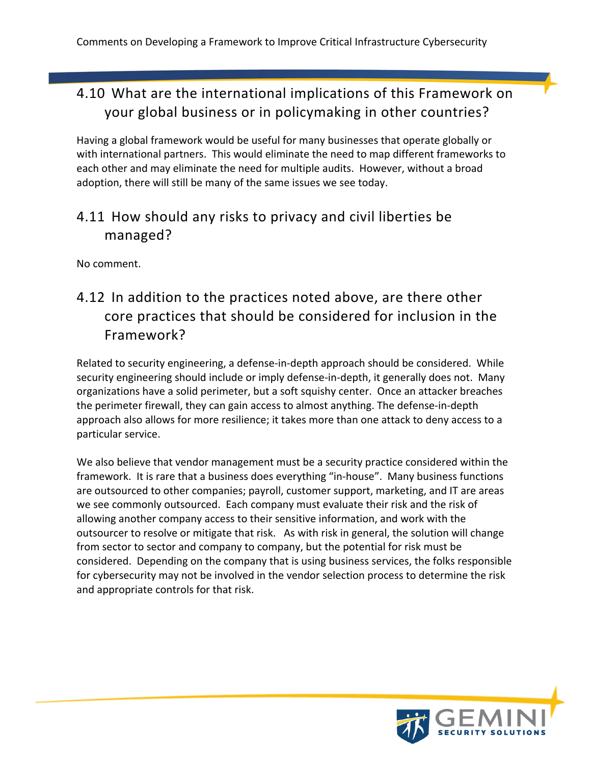## 4.10 What are the international implications of this Framework on your global business or in policymaking in other countries?

Having a global framework would be useful for many businesses that operate globally or with international partners. This would eliminate the need to map different frameworks to each other and may eliminate the need for multiple audits. However, without a broad adoption, there will still be many of the same issues we see today.

## 4.11 How should any risks to privacy and civil liberties be managed?

No comment.

## 4.12 In addition to the practices noted above, are there other core practices that should be considered for inclusion in the Framework?

Related to security engineering, a defense-in-depth approach should be considered. While security engineering should include or imply defense-in-depth, it generally does not. Many organizations have a solid perimeter, but a soft squishy center. Once an attacker breaches the perimeter firewall, they can gain access to almost anything. The defense-in-depth approach also allows for more resilience; it takes more than one attack to deny access to a particular service.

We also believe that vendor management must be a security practice considered within the framework. It is rare that a business does everything "in-house". Many business functions are outsourced to other companies; payroll, customer support, marketing, and IT are areas we see commonly outsourced. Each company must evaluate their risk and the risk of allowing another company access to their sensitive information, and work with the outsourcer to resolve or mitigate that risk. As with risk in general, the solution will change from sector to sector and company to company, but the potential for risk must be considered. Depending on the company that is using business services, the folks responsible for cybersecurity may not be involved in the vendor selection process to determine the risk and appropriate controls for that risk.